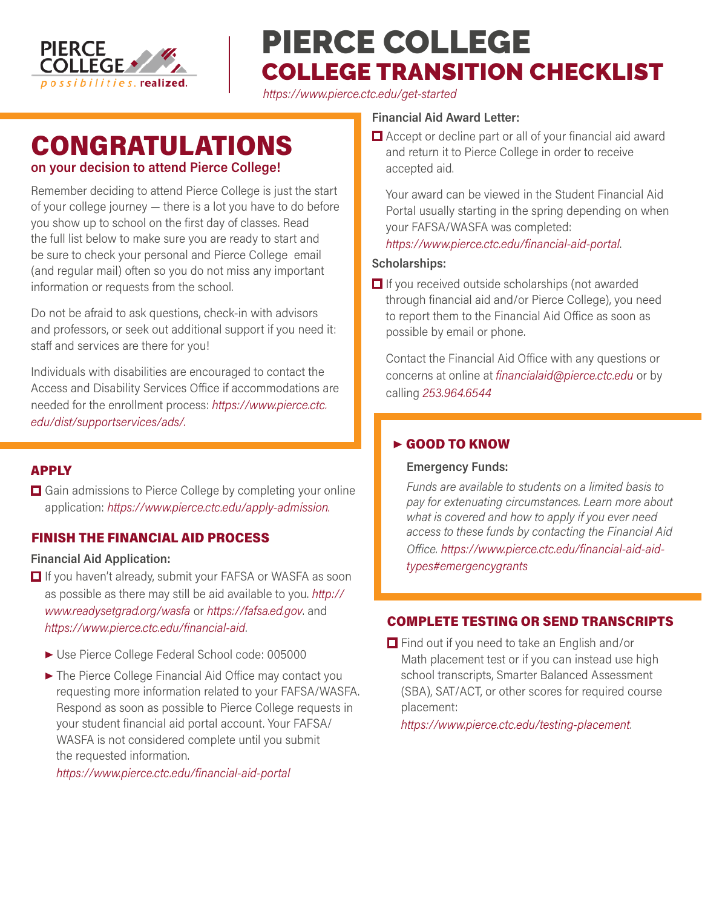# PIERCE COLLEGE

## COLLEGE TRANSITION CHECKLIST

*https://www.pierce.ctc.edu/get-started*

# CONGRATULATIONS

**on your decision to attend Pierce College!**

Remember deciding to attend Pierce College is just the start of your college journey — there is a lot you have to do before you show up to school on the first day of classes. Read the full list below to make sure you are ready to start and be sure to check your personal and Pierce College email (and regular mail) often so you do not miss any important information or requests from the school.

Do not be afraid to ask questions, check-in with advisors and professors, or seek out additional support if you need it: staff and services are there for you!

Individuals with disabilities are encouraged to contact the Access and Disability Services Office if accommodations are needed for the enrollment process: *https://www.pierce.ctc.edu/dist/supportservices/ads/.*

## APPLY

- ☐ Gain admissions to Pierce College by completing your online application: *https://www.pierce.ctc.edu/apply-admission.*

## FINISH THE FINANCIAL AID PROCESS

**Financial Aid Application:**

- ☐ If you haven't already, submit your FAFSA or WASFA as soon as possible as there may still be aid available to you. *http://www.readysetgrad.org/wasfa* or *https://fafsa.ed.gov.* and *https://www.pierce.ctc.edu/financial-aid.*
  - ► Use Pierce College Federal School code: 005000
  - ► The Pierce College Financial Aid Office may contact you requesting more information related to your FAFSA/WASFA. Respond as soon as possible to Pierce College requests in your student financial aid portal account. Your FAFSA/WASFA is not considered complete until you submit the requested information.

    *https://www.pierce.ctc.edu/financial-aid-portal*

**Financial Aid Award Letter:**

- ☐ Accept or decline part or all of your financial aid award and return it to Pierce College in order to receive accepted aid.

  Your award can be viewed in the Student Financial Aid Portal usually starting in the spring depending on when your FAFSA/WASFA was completed: *https://www.pierce.ctc.edu/financial-aid-portal.*

**Scholarships:**

- ☐ If you received outside scholarships (not awarded through financial aid and/or Pierce College), you need to report them to the Financial Aid Office as soon as possible by email or phone.

  Contact the Financial Aid Office with any questions or concerns at online at *financialaid@pierce.ctc.edu* or by calling *253.964.6544*

### ► GOOD TO KNOW

**Emergency Funds:**

*Funds are available to students on a limited basis to pay for extenuating circumstances. Learn more about what is covered and how to apply if you ever need access to these funds by contacting the Financial Aid Office. https://www.pierce.ctc.edu/financial-aid-aid-types#emergencygrants*

## COMPLETE TESTING OR SEND TRANSCRIPTS

- ☐ Find out if you need to take an English and/or Math placement test or if you can instead use high school transcripts, Smarter Balanced Assessment (SBA), SAT/ACT, or other scores for required course placement:

  *https://www.pierce.ctc.edu/testing-placement.*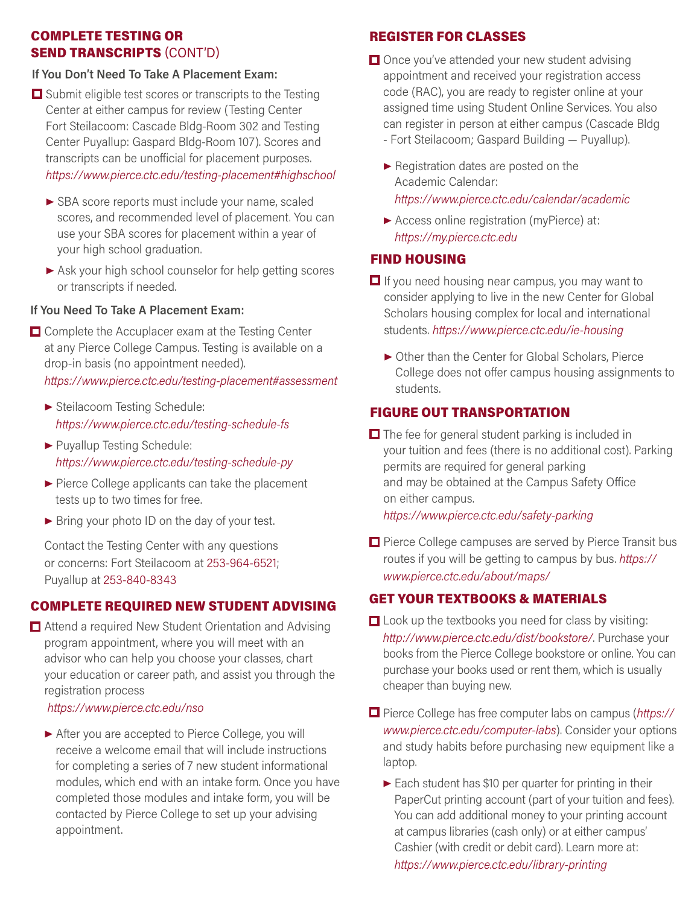## COMPLETE TESTING OR SEND TRANSCRIPTS (CONT'D)

### If You Don't Need To Take A Placement Exam:

- ☐ Submit eligible test scores or transcripts to the Testing Center at either campus for review (Testing Center Fort Steilacoom: Cascade Bldg-Room 302 and Testing Center Puyallup: Gaspard Bldg-Room 107). Scores and transcripts can be unofficial for placement purposes. *https://www.pierce.ctc.edu/testing-placement#highschool*
  - SBA score reports must include your name, scaled scores, and recommended level of placement. You can use your SBA scores for placement within a year of your high school graduation.
  - Ask your high school counselor for help getting scores or transcripts if needed.

### If You Need To Take A Placement Exam:

- ☐ Complete the Accuplacer exam at the Testing Center at any Pierce College Campus. Testing is available on a drop-in basis (no appointment needed). *https://www.pierce.ctc.edu/testing-placement#assessment*
  - Steilacoom Testing Schedule: *https://www.pierce.ctc.edu/testing-schedule-fs*
  - Puyallup Testing Schedule: *https://www.pierce.ctc.edu/testing-schedule-py*
  - Pierce College applicants can take the placement tests up to two times for free.
  - Bring your photo ID on the day of your test.

  Contact the Testing Center with any questions or concerns: Fort Steilacoom at 253-964-6521; Puyallup at 253-840-8343

## COMPLETE REQUIRED NEW STUDENT ADVISING

- ☐ Attend a required New Student Orientation and Advising program appointment, where you will meet with an advisor who can help you choose your classes, chart your education or career path, and assist you through the registration process *https://www.pierce.ctc.edu/nso*
  - After you are accepted to Pierce College, you will receive a welcome email that will include instructions for completing a series of 7 new student informational modules, which end with an intake form. Once you have completed those modules and intake form, you will be contacted by Pierce College to set up your advising appointment.

## REGISTER FOR CLASSES

- ☐ Once you've attended your new student advising appointment and received your registration access code (RAC), you are ready to register online at your assigned time using Student Online Services. You also can register in person at either campus (Cascade Bldg - Fort Steilacoom; Gaspard Building — Puyallup).
  - Registration dates are posted on the Academic Calendar: *https://www.pierce.ctc.edu/calendar/academic*
  - Access online registration (myPierce) at: *https://my.pierce.ctc.edu*

## FIND HOUSING

- ☐ If you need housing near campus, you may want to consider applying to live in the new Center for Global Scholars housing complex for local and international students. *https://www.pierce.ctc.edu/ie-housing*
  - Other than the Center for Global Scholars, Pierce College does not offer campus housing assignments to students.

## FIGURE OUT TRANSPORTATION

- ☐ The fee for general student parking is included in your tuition and fees (there is no additional cost). Parking permits are required for general parking and may be obtained at the Campus Safety Office on either campus. *https://www.pierce.ctc.edu/safety-parking*
- ☐ Pierce College campuses are served by Pierce Transit bus routes if you will be getting to campus by bus. *https://www.pierce.ctc.edu/about/maps/*

## GET YOUR TEXTBOOKS & MATERIALS

- ☐ Look up the textbooks you need for class by visiting: *http://www.pierce.ctc.edu/dist/bookstore/*. Purchase your books from the Pierce College bookstore or online. You can purchase your books used or rent them, which is usually cheaper than buying new.
- ☐ Pierce College has free computer labs on campus (*https://www.pierce.ctc.edu/computer-labs*). Consider your options and study habits before purchasing new equipment like a laptop.
  - Each student has $10 per quarter for printing in their PaperCut printing account (part of your tuition and fees). You can add additional money to your printing account at campus libraries (cash only) or at either campus' Cashier (with credit or debit card). Learn more at: *https://www.pierce.ctc.edu/library-printing*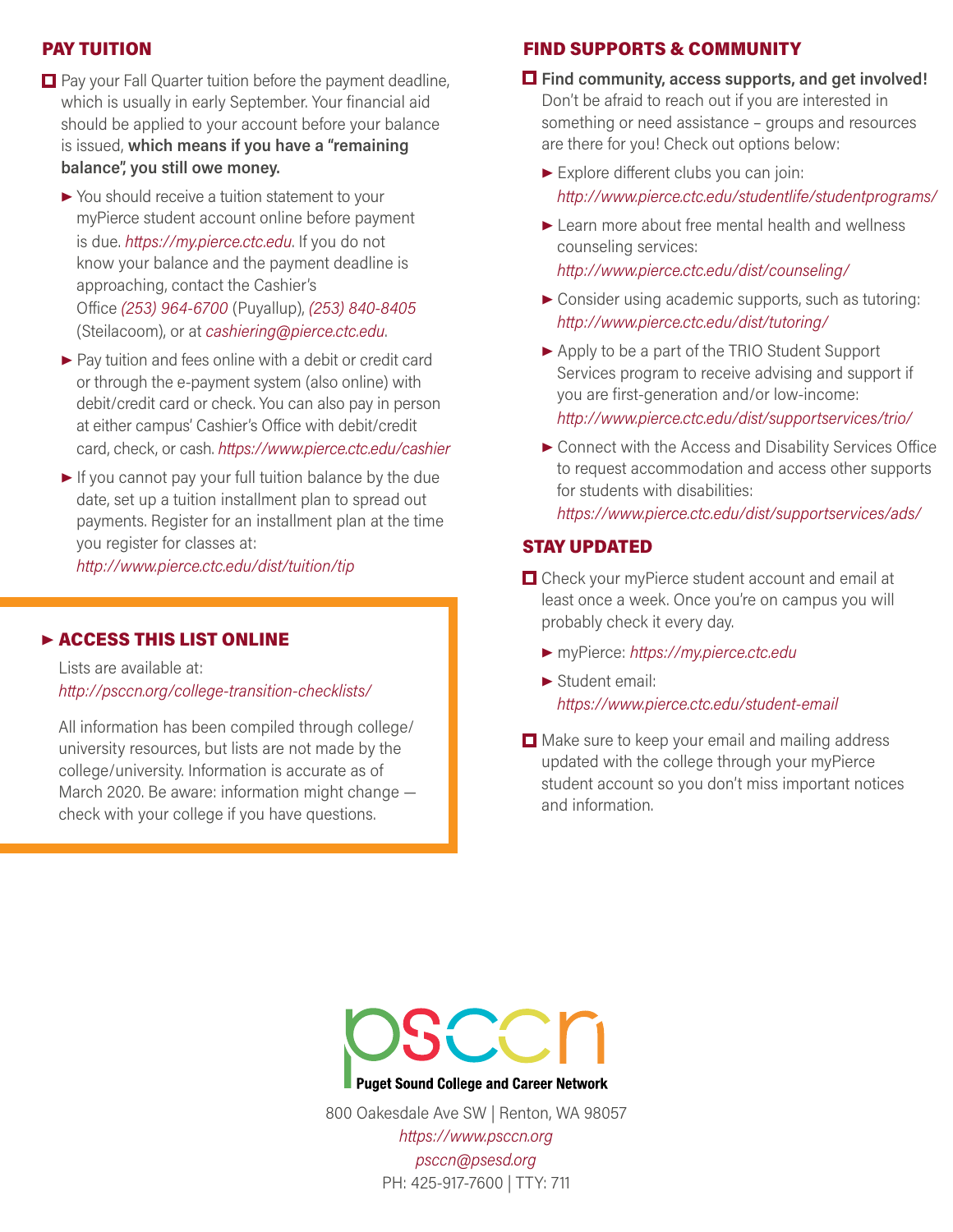## PAY TUITION

- [ ] Pay your Fall Quarter tuition before the payment deadline, which is usually in early September. Your financial aid should be applied to your account before your balance is issued, **which means if you have a "remaining balance", you still owe money.**
  - ► You should receive a tuition statement to your myPierce student account online before payment is due. *https://my.pierce.ctc.edu*. If you do not know your balance and the payment deadline is approaching, contact the Cashier's Office *(253) 964-6700* (Puyallup), *(253) 840-8405* (Steilacoom), or at *cashiering@pierce.ctc.edu*.
  - ► Pay tuition and fees online with a debit or credit card or through the e-payment system (also online) with debit/credit card or check. You can also pay in person at either campus' Cashier's Office with debit/credit card, check, or cash. *https://www.pierce.ctc.edu/cashier*
  - ► If you cannot pay your full tuition balance by the due date, set up a tuition installment plan to spread out payments. Register for an installment plan at the time you register for classes at: *http://www.pierce.ctc.edu/dist/tuition/tip*

### ► ACCESS THIS LIST ONLINE

Lists are available at: *http://psccn.org/college-transition-checklists/*

All information has been compiled through college/university resources, but lists are not made by the college/university. Information is accurate as of March 2020. Be aware: information might change — check with your college if you have questions.

## FIND SUPPORTS & COMMUNITY

- [ ] **Find community, access supports, and get involved!** Don't be afraid to reach out if you are interested in something or need assistance – groups and resources are there for you! Check out options below:
  - ► Explore different clubs you can join: *http://www.pierce.ctc.edu/studentlife/studentprograms/*
  - ► Learn more about free mental health and wellness counseling services: *http://www.pierce.ctc.edu/dist/counseling/*
  - ► Consider using academic supports, such as tutoring: *http://www.pierce.ctc.edu/dist/tutoring/*
  - ► Apply to be a part of the TRIO Student Support Services program to receive advising and support if you are first-generation and/or low-income: *http://www.pierce.ctc.edu/dist/supportservices/trio/*
  - ► Connect with the Access and Disability Services Office to request accommodation and access other supports for students with disabilities: *https://www.pierce.ctc.edu/dist/supportservices/ads/*

## STAY UPDATED

- [ ] Check your myPierce student account and email at least once a week. Once you're on campus you will probably check it every day.
  - ► myPierce: *https://my.pierce.ctc.edu*
  - ► Student email: *https://www.pierce.ctc.edu/student-email*
- [ ] Make sure to keep your email and mailing address updated with the college through your myPierce student account so you don't miss important notices and information.

pscn
Puget Sound College and Career Network

800 Oakesdale Ave SW | Renton, WA 98057
*https://www.psccn.org*
*psccn@psesd.org*
PH: 425-917-7600 | TTY: 711